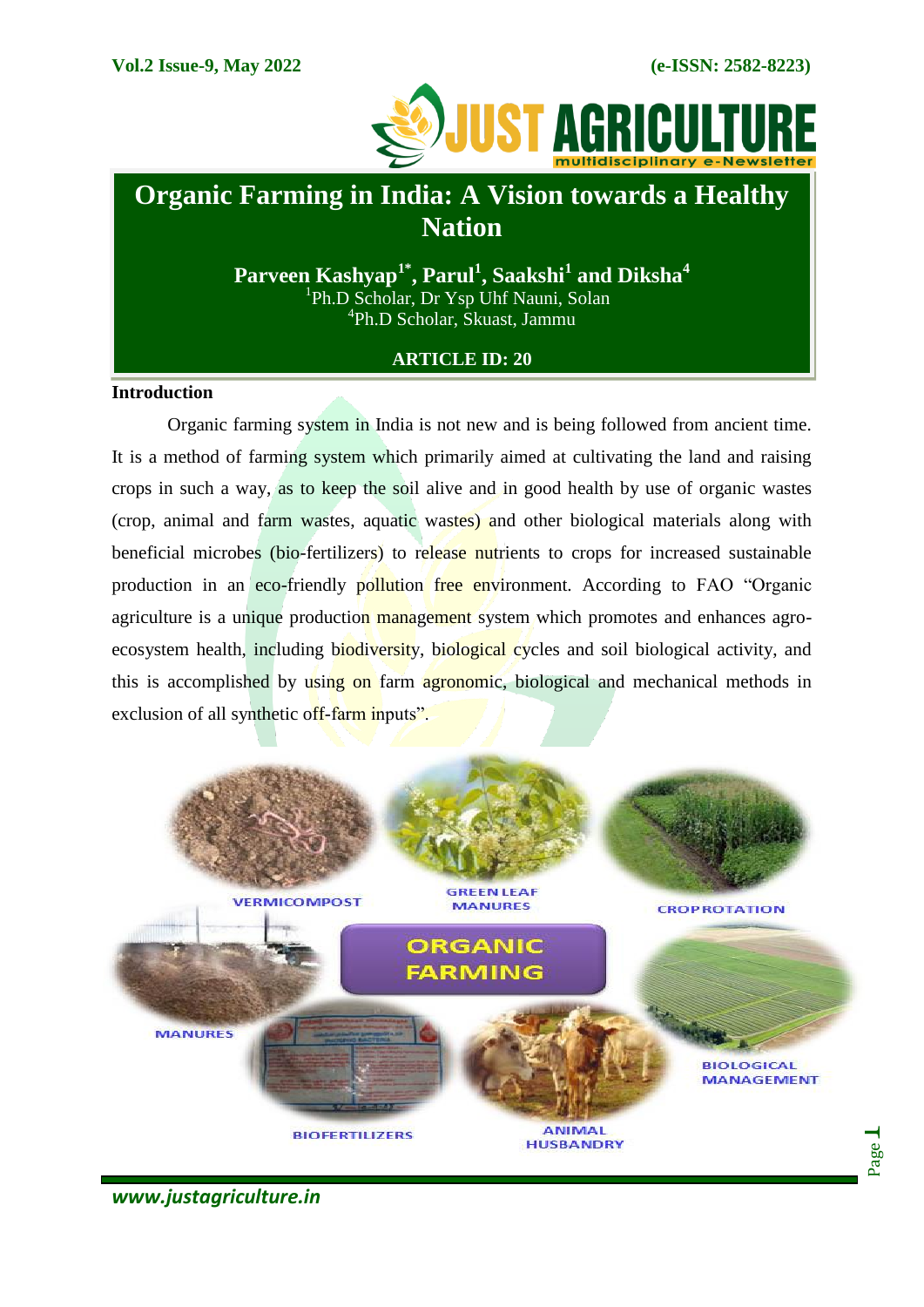# Organic Farming in India: A Vision towards a Healthy Nation

**Parveen Kashyap[1*], Parul[1], Saakshi[1] and Diksha[4]**

[1]Ph.D Scholar, Dr Ysp Uhf Nauni, Solan

[4]Ph.D Scholar, Skuast, Jammu

**ARTICLE ID: 20**

## Introduction

Organic farming system in India is not new and is being followed from ancient time. It is a method of farming system which primarily aimed at cultivating the land and raising crops in such a way, as to keep the soil alive and in good health by use of organic wastes (crop, animal and farm wastes, aquatic wastes) and other biological materials along with beneficial microbes (bio-fertilizers) to release nutrients to crops for increased sustainable production in an eco-friendly pollution free environment. According to FAO "Organic agriculture is a unique production management system which promotes and enhances agro-ecosystem health, including biodiversity, biological cycles and soil biological activity, and this is accomplished by using on farm agronomic, biological and mechanical methods in exclusion of all synthetic off-farm inputs".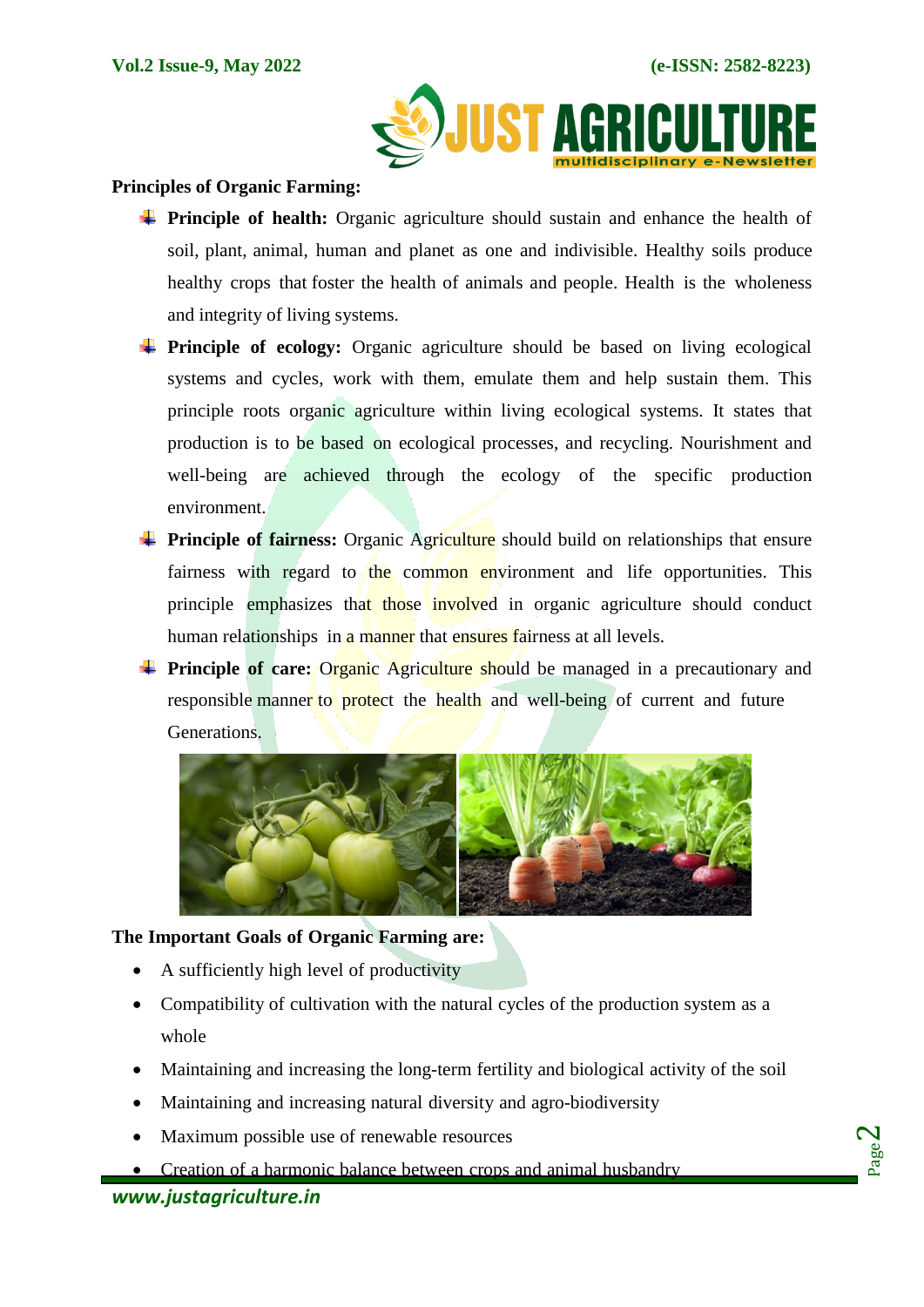**Principles of Organic Farming:**

- **Principle of health:** Organic agriculture should sustain and enhance the health of soil, plant, animal, human and planet as one and indivisible. Healthy soils produce healthy crops that foster the health of animals and people. Health is the wholeness and integrity of living systems.
- **Principle of ecology:** Organic agriculture should be based on living ecological systems and cycles, work with them, emulate them and help sustain them. This principle roots organic agriculture within living ecological systems. It states that production is to be based on ecological processes, and recycling. Nourishment and well-being are achieved through the ecology of the specific production environment.
- **Principle of fairness:** Organic Agriculture should build on relationships that ensure fairness with regard to the common environment and life opportunities. This principle emphasizes that those involved in organic agriculture should conduct human relationships in a manner that ensures fairness at all levels.
- **Principle of care:** Organic Agriculture should be managed in a precautionary and responsible manner to protect the health and well-being of current and future Generations.

**The Important Goals of Organic Farming are:**

- A sufficiently high level of productivity
- Compatibility of cultivation with the natural cycles of the production system as a whole
- Maintaining and increasing the long-term fertility and biological activity of the soil
- Maintaining and increasing natural diversity and agro-biodiversity
- Maximum possible use of renewable resources
- Creation of a harmonic balance between crops and animal husbandry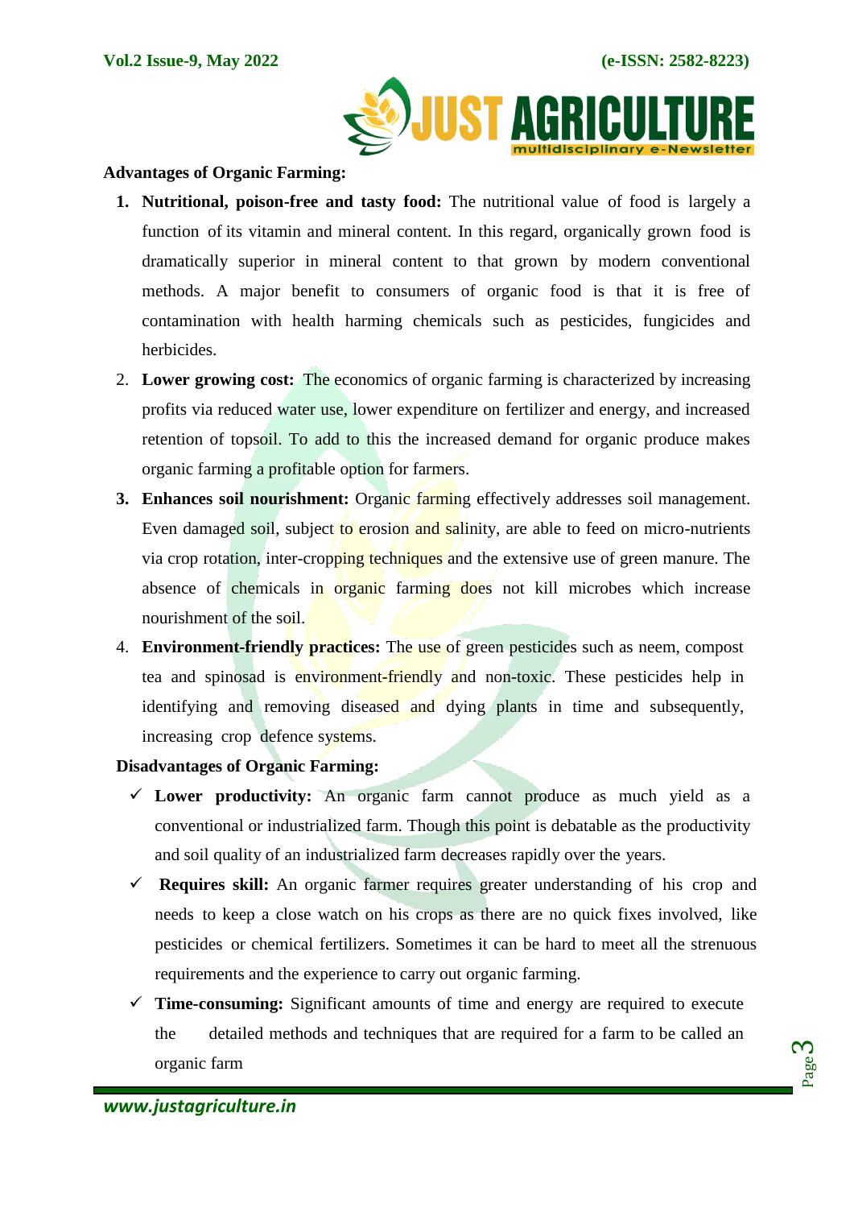**Advantages of Organic Farming:**

1. **Nutritional, poison-free and tasty food:** The nutritional value of food is largely a function of its vitamin and mineral content. In this regard, organically grown food is dramatically superior in mineral content to that grown by modern conventional methods. A major benefit to consumers of organic food is that it is free of contamination with health harming chemicals such as pesticides, fungicides and herbicides.
2. **Lower growing cost:** The economics of organic farming is characterized by increasing profits via reduced water use, lower expenditure on fertilizer and energy, and increased retention of topsoil. To add to this the increased demand for organic produce makes organic farming a profitable option for farmers.
3. **Enhances soil nourishment:** Organic farming effectively addresses soil management. Even damaged soil, subject to erosion and salinity, are able to feed on micro-nutrients via crop rotation, inter-cropping techniques and the extensive use of green manure. The absence of chemicals in organic farming does not kill microbes which increase nourishment of the soil.
4. **Environment-friendly practices:** The use of green pesticides such as neem, compost tea and spinosad is environment-friendly and non-toxic. These pesticides help in identifying and removing diseased and dying plants in time and subsequently, increasing crop defence systems.

**Disadvantages of Organic Farming:**

- ✓ **Lower productivity:** An organic farm cannot produce as much yield as a conventional or industrialized farm. Though this point is debatable as the productivity and soil quality of an industrialized farm decreases rapidly over the years.
- ✓ **Requires skill:** An organic farmer requires greater understanding of his crop and needs to keep a close watch on his crops as there are no quick fixes involved, like pesticides or chemical fertilizers. Sometimes it can be hard to meet all the strenuous requirements and the experience to carry out organic farming.
- ✓ **Time-consuming:** Significant amounts of time and energy are required to execute the detailed methods and techniques that are required for a farm to be called an organic farm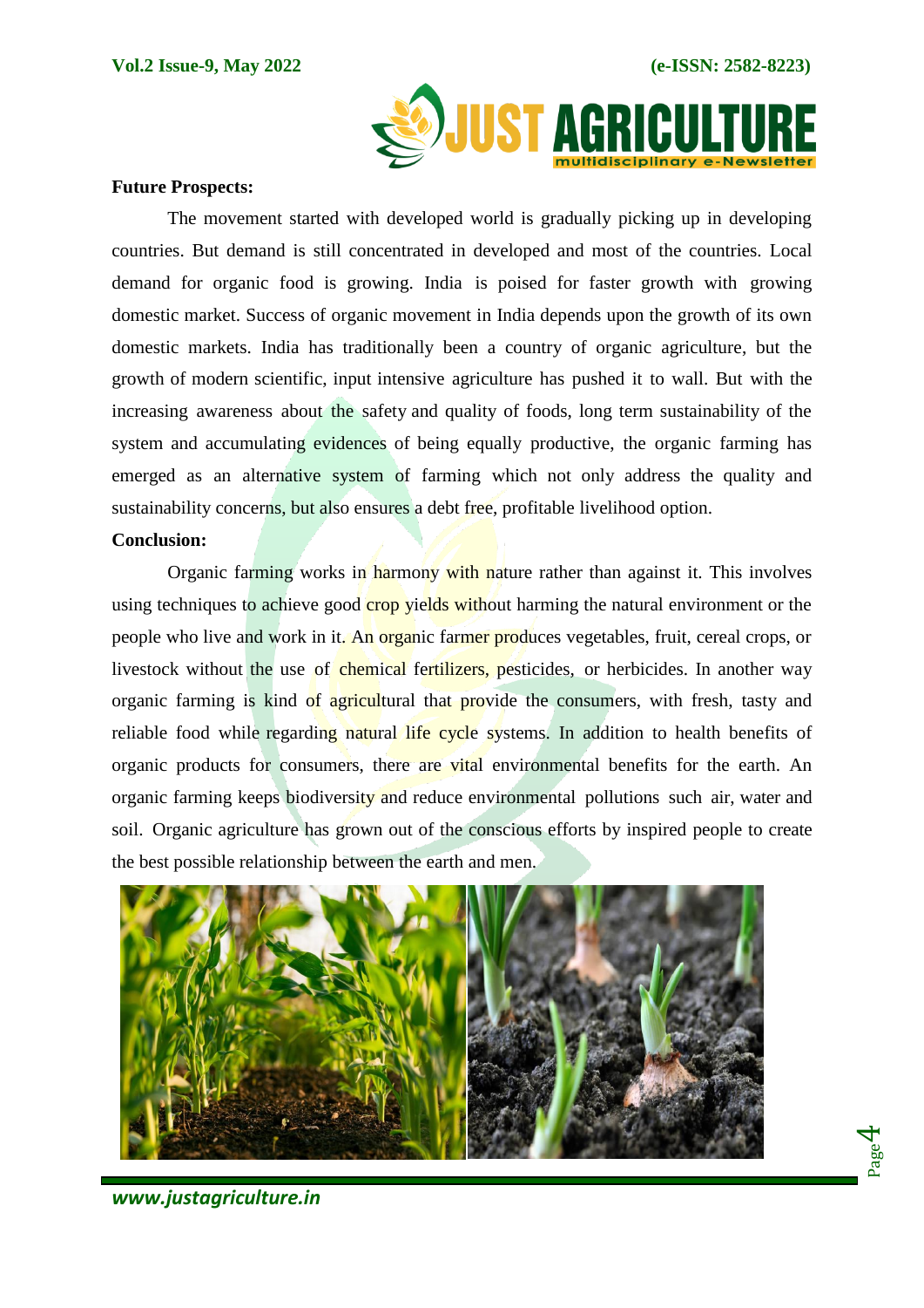**Future Prospects:**

The movement started with developed world is gradually picking up in developing countries. But demand is still concentrated in developed and most of the countries. Local demand for organic food is growing. India is poised for faster growth with growing domestic market. Success of organic movement in India depends upon the growth of its own domestic markets. India has traditionally been a country of organic agriculture, but the growth of modern scientific, input intensive agriculture has pushed it to wall. But with the increasing awareness about the safety and quality of foods, long term sustainability of the system and accumulating evidences of being equally productive, the organic farming has emerged as an alternative system of farming which not only address the quality and sustainability concerns, but also ensures a debt free, profitable livelihood option.

**Conclusion:**

Organic farming works in harmony with nature rather than against it. This involves using techniques to achieve good crop yields without harming the natural environment or the people who live and work in it. An organic farmer produces vegetables, fruit, cereal crops, or livestock without the use of chemical fertilizers, pesticides, or herbicides. In another way organic farming is kind of agricultural that provide the consumers, with fresh, tasty and reliable food while regarding natural life cycle systems. In addition to health benefits of organic products for consumers, there are vital environmental benefits for the earth. An organic farming keeps biodiversity and reduce environmental pollutions such air, water and soil. Organic agriculture has grown out of the conscious efforts by inspired people to create the best possible relationship between the earth and men.